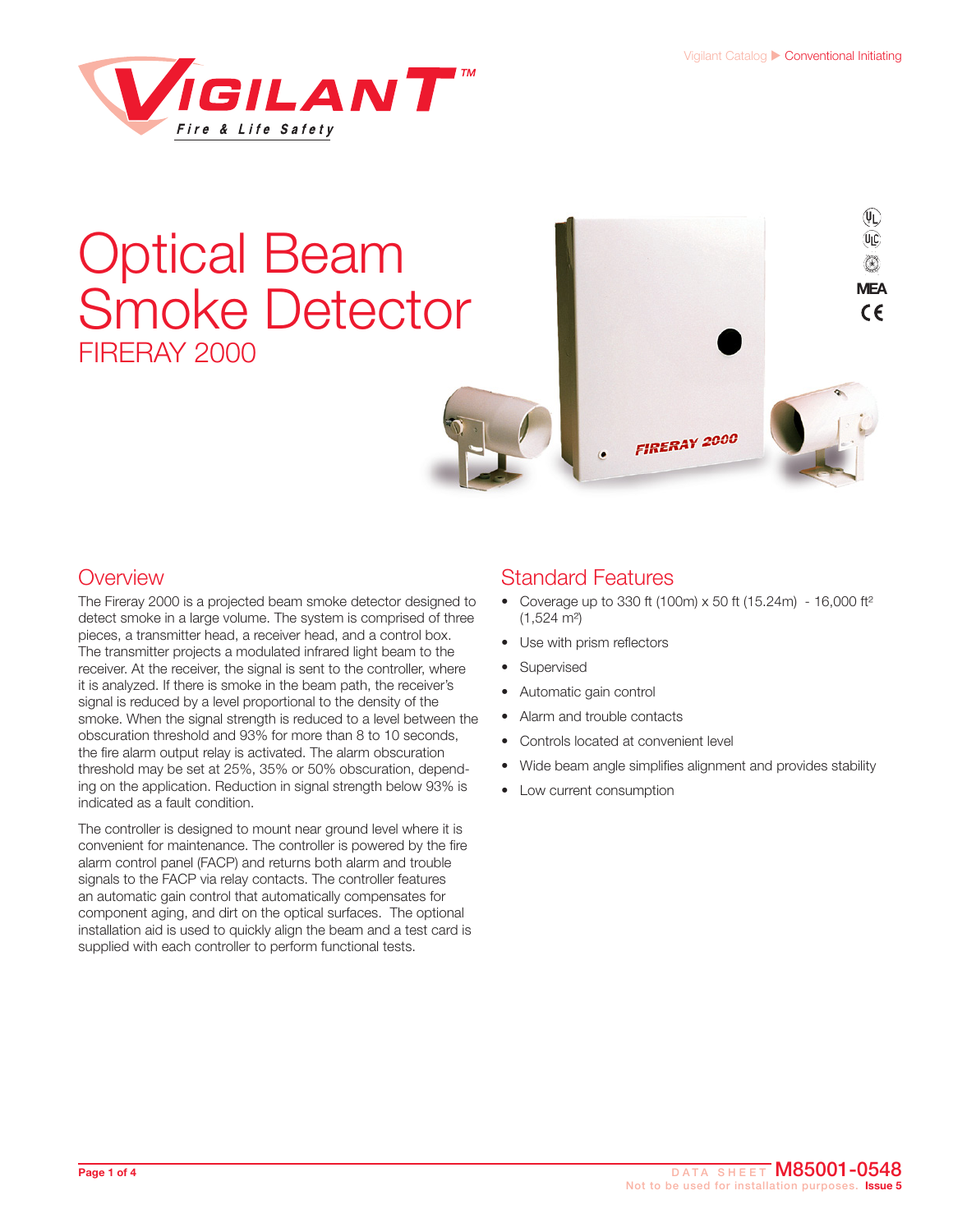Vigilant Catalog ▶ Conventional Initiating

# Optical Beam Smoke Detector

## FIRERAY 2000

## Overview

The Fireray 2000 is a projected beam smoke detector designed to detect smoke in a large volume. The system is comprised of three pieces, a transmitter head, a receiver head, and a control box. The transmitter projects a modulated infrared light beam to the receiver. At the receiver, the signal is sent to the controller, where it is analyzed. If there is smoke in the beam path, the receiver's signal is reduced by a level proportional to the density of the smoke. When the signal strength is reduced to a level between the obscuration threshold and 93% for more than 8 to 10 seconds, the fire alarm output relay is activated. The alarm obscuration threshold may be set at 25%, 35% or 50% obscuration, depending on the application. Reduction in signal strength below 93% is indicated as a fault condition.

The controller is designed to mount near ground level where it is convenient for maintenance. The controller is powered by the fire alarm control panel (FACP) and returns both alarm and trouble signals to the FACP via relay contacts. The controller features an automatic gain control that automatically compensates for component aging, and dirt on the optical surfaces. The optional installation aid is used to quickly align the beam and a test card is supplied with each controller to perform functional tests.

## Standard Features

- Coverage up to 330 ft (100m) x 50 ft (15.24m) - 16,000 ft² (1,524 m²)
- Use with prism reflectors
- Supervised
- Automatic gain control
- Alarm and trouble contacts
- Controls located at convenient level
- Wide beam angle simplifies alignment and provides stability
- Low current consumption

DATA SHEET M85001-0548
Not to be used for installation purposes. Issue 5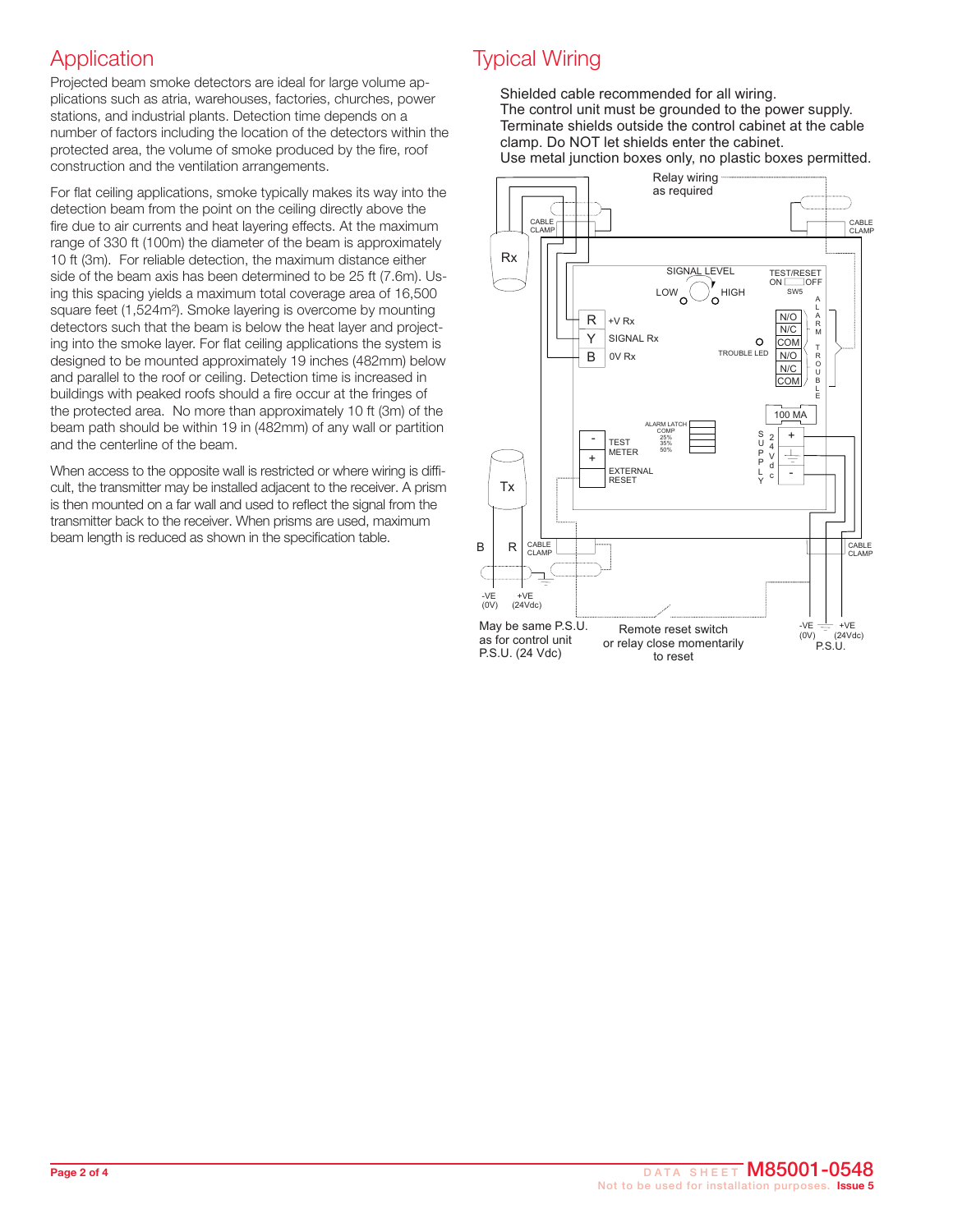## Application

Projected beam smoke detectors are ideal for large volume applications such as atria, warehouses, factories, churches, power stations, and industrial plants. Detection time depends on a number of factors including the location of the detectors within the protected area, the volume of smoke produced by the fire, roof construction and the ventilation arrangements.

For flat ceiling applications, smoke typically makes its way into the detection beam from the point on the ceiling directly above the fire due to air currents and heat layering effects. At the maximum range of 330 ft (100m) the diameter of the beam is approximately 10 ft (3m). For reliable detection, the maximum distance either side of the beam axis has been determined to be 25 ft (7.6m). Using this spacing yields a maximum total coverage area of 16,500 square feet (1,524m²). Smoke layering is overcome by mounting detectors such that the beam is below the heat layer and projecting into the smoke layer. For flat ceiling applications the system is designed to be mounted approximately 19 inches (482mm) below and parallel to the roof or ceiling. Detection time is increased in buildings with peaked roofs should a fire occur at the fringes of the protected area. No more than approximately 10 ft (3m) of the beam path should be within 19 in (482mm) of any wall or partition and the centerline of the beam.

When access to the opposite wall is restricted or where wiring is difficult, the transmitter may be installed adjacent to the receiver. A prism is then mounted on a far wall and used to reflect the signal from the transmitter back to the receiver. When prisms are used, maximum beam length is reduced as shown in the specification table.

## Typical Wiring

Shielded cable recommended for all wiring.
The control unit must be grounded to the power supply.
Terminate shields outside the control cabinet at the cable clamp. Do NOT let shields enter the cabinet.
Use metal junction boxes only, no plastic boxes permitted.

Relay wiring as required

CABLE CLAMP

Rx

SIGNAL LEVEL
LOW HIGH

TEST/RESET
ON OFF
SW5

R +V Rx
Y SIGNAL Rx
B 0V Rx

TROUBLE LED

N/O
N/C
COM
N/O
N/C
COM

ALARM
TROUBLE

100 MA

ALARM LATCH
COMP
25%
35%
50%

- TEST METER
+

EXTERNAL RESET

SUPPLY 24Vdc
+
-

Tx

B R CABLE CLAMP

-VE (0V) +VE (24Vdc)

May be same P.S.U. as for control unit P.S.U. (24 Vdc)

Remote reset switch or relay close momentarily to reset

-VE (0V) +VE (24Vdc)
P.S.U.

DATA SHEET M85001-0548
Not to be used for installation purposes. Issue 5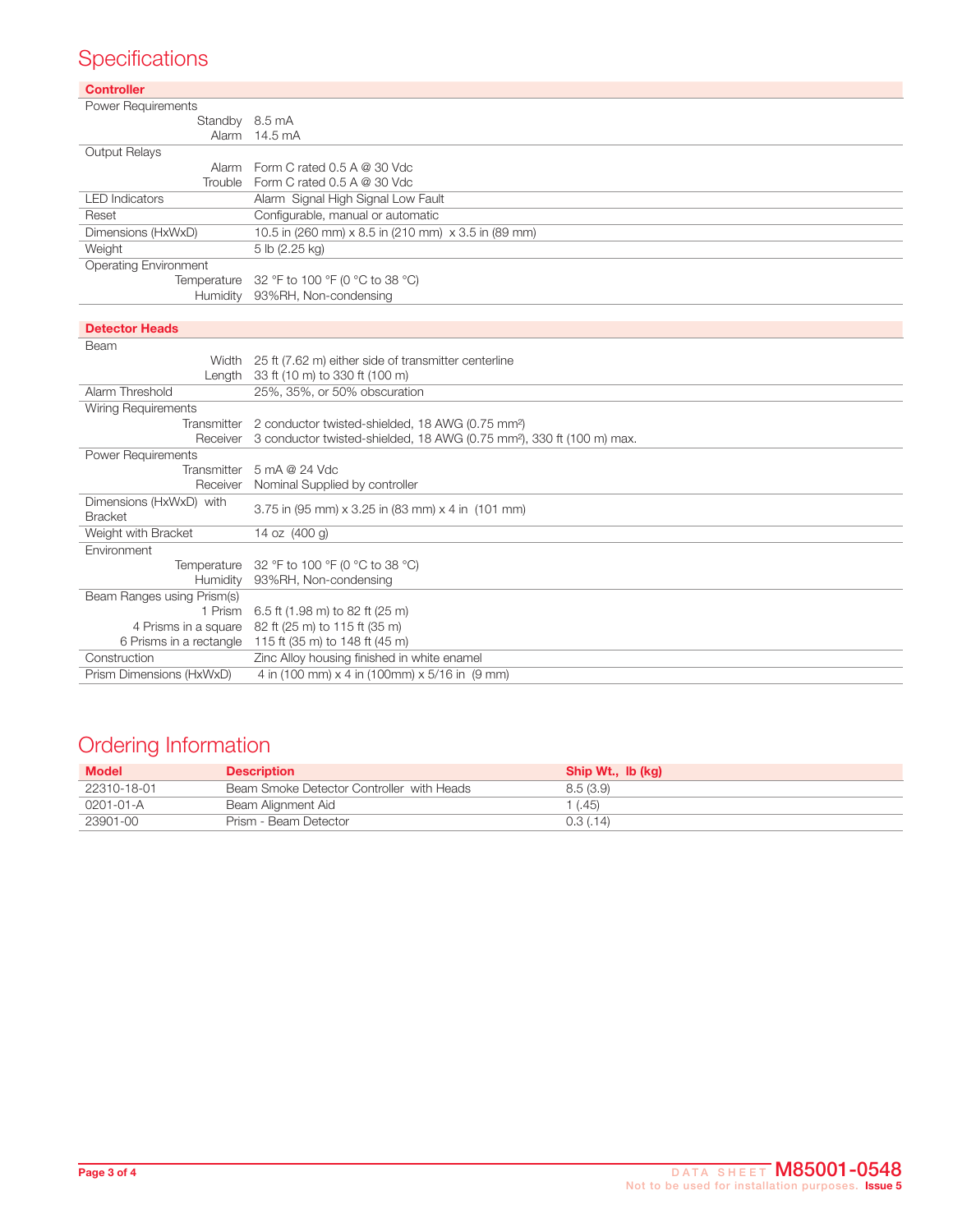# Specifications

| Controller | |
|---|---|
| Power Requirements | |
| Standby | 8.5 mA |
| Alarm | 14.5 mA |
| Output Relays | |
| Alarm | Form C rated 0.5 A @ 30 Vdc |
| Trouble | Form C rated 0.5 A @ 30 Vdc |
| LED Indicators | Alarm Signal High Signal Low Fault |
| Reset | Configurable, manual or automatic |
| Dimensions (HxWxD) | 10.5 in (260 mm) x 8.5 in (210 mm) x 3.5 in (89 mm) |
| Weight | 5 lb (2.25 kg) |
| Operating Environment | |
| Temperature | 32 °F to 100 °F (0 °C to 38 °C) |
| Humidity | 93%RH, Non-condensing |

| Detector Heads | |
|---|---|
| Beam | |
| Width | 25 ft (7.62 m) either side of transmitter centerline |
| Length | 33 ft (10 m) to 330 ft (100 m) |
| Alarm Threshold | 25%, 35%, or 50% obscuration |
| Wiring Requirements | |
| Transmitter | 2 conductor twisted-shielded, 18 AWG (0.75 mm²) |
| Receiver | 3 conductor twisted-shielded, 18 AWG (0.75 mm²), 330 ft (100 m) max. |
| Power Requirements | |
| Transmitter | 5 mA @ 24 Vdc |
| Receiver | Nominal Supplied by controller |
| Dimensions (HxWxD) with Bracket | 3.75 in (95 mm) x 3.25 in (83 mm) x 4 in (101 mm) |
| Weight with Bracket | 14 oz (400 g) |
| Environment | |
| Temperature | 32 °F to 100 °F (0 °C to 38 °C) |
| Humidity | 93%RH, Non-condensing |
| Beam Ranges using Prism(s) | |
| 1 Prism | 6.5 ft (1.98 m) to 82 ft (25 m) |
| 4 Prisms in a square | 82 ft (25 m) to 115 ft (35 m) |
| 6 Prisms in a rectangle | 115 ft (35 m) to 148 ft (45 m) |
| Construction | Zinc Alloy housing finished in white enamel |
| Prism Dimensions (HxWxD) | 4 in (100 mm) x 4 in (100mm) x 5/16 in (9 mm) |

# Ordering Information

| Model | Description | Ship Wt., lb (kg) |
|---|---|---|
| 22310-18-01 | Beam Smoke Detector Controller with Heads | 8.5 (3.9) |
| 0201-01-A | Beam Alignment Aid | 1 (.45) |
| 23901-00 | Prism - Beam Detector | 0.3 (.14) |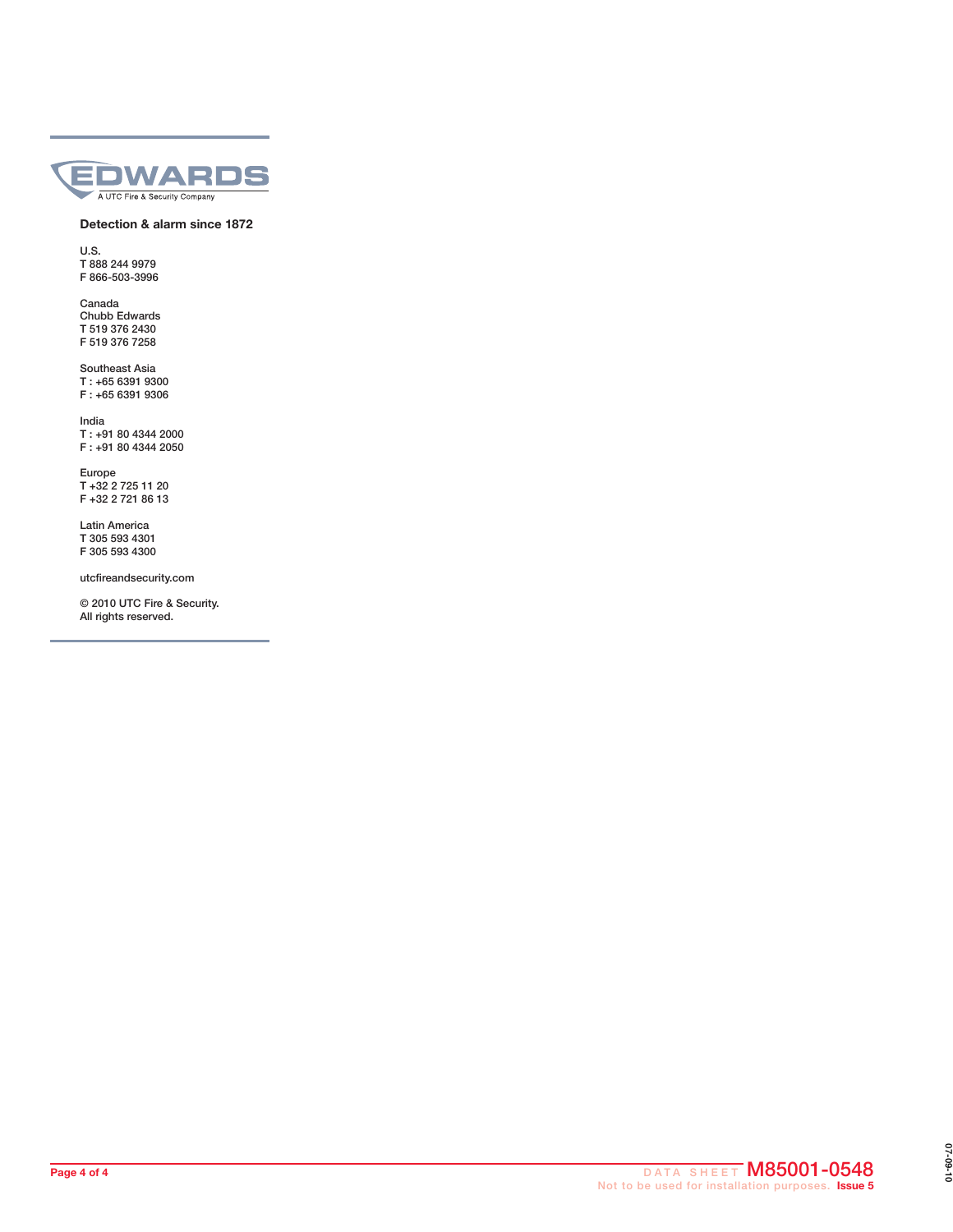EDWARDS
A UTC Fire & Security Company

**Detection & alarm since 1872**

U.S.
T 888 244 9979
F 866-503-3996

Canada
Chubb Edwards
T 519 376 2430
F 519 376 7258

Southeast Asia
T : +65 6391 9300
F : +65 6391 9306

India
T : +91 80 4344 2000
F : +91 80 4344 2050

Europe
T +32 2 725 11 20
F +32 2 721 86 13

Latin America
T 305 593 4301
F 305 593 4300

utcfireandsecurity.com

© 2010 UTC Fire & Security.
All rights reserved.

DATA SHEET **M85001-0548**
Not to be used for installation purposes. **Issue 5**

07-09-10